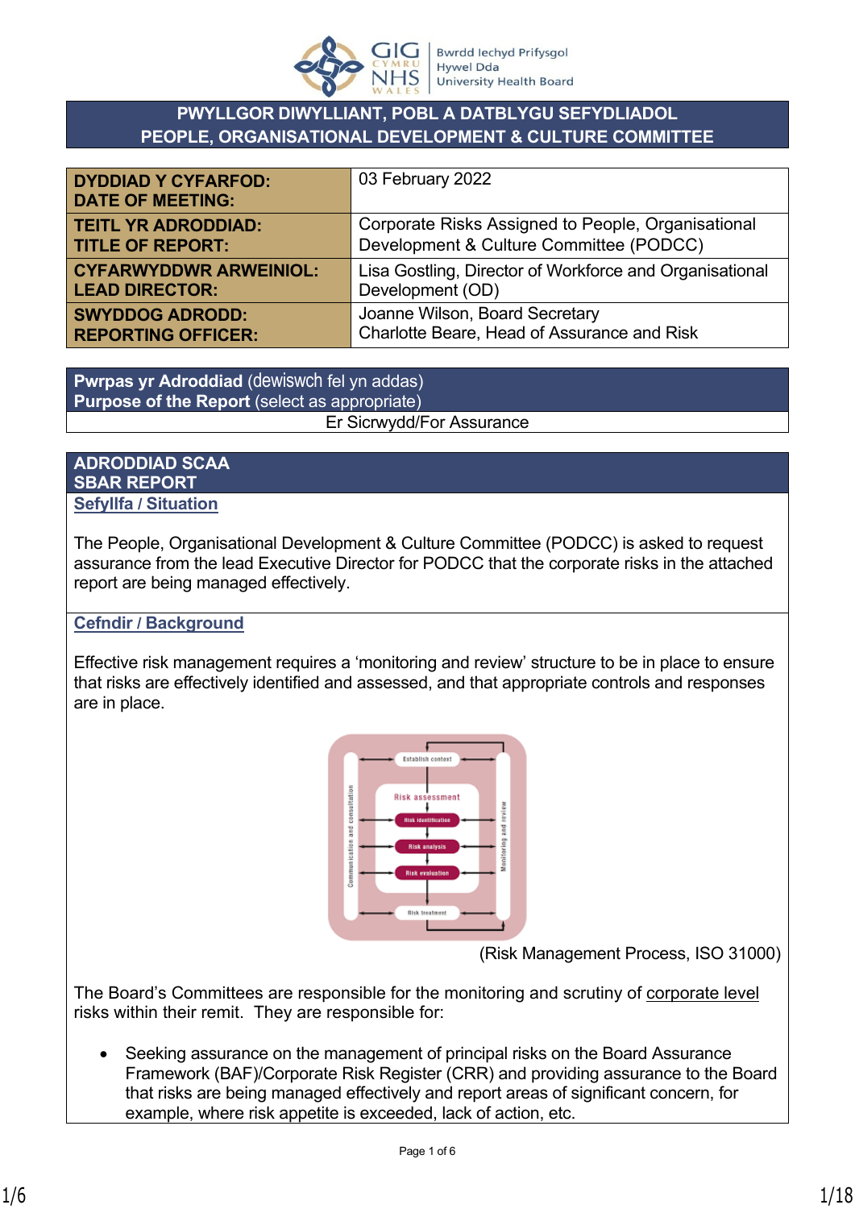# PWYLLGOR DIWYLLIANT, POBL A DATBLYGU SEFYDLIADOL
# PEOPLE, ORGANISATIONAL DEVELOPMENT & CULTURE COMMITTEE

| | |
|---|---|
| **DYDDIAD Y CYFARFOD: DATE OF MEETING:** | 03 February 2022 |
| **TEITL YR ADRODDIAD: TITLE OF REPORT:** | Corporate Risks Assigned to People, Organisational Development & Culture Committee (PODCC) |
| **CYFARWYDDWR ARWEINIOL: LEAD DIRECTOR:** | Lisa Gostling, Director of Workforce and Organisational Development (OD) |
| **SWYDDOG ADRODD: REPORTING OFFICER:** | Joanne Wilson, Board Secretary<br>Charlotte Beare, Head of Assurance and Risk |

| **Pwrpas yr Adroddiad** (dewiswch fel yn addas)<br>**Purpose of the Report** (select as appropriate) |
|---|
| Er Sicrwydd/For Assurance |

## ADRODDIAD SCAA
## SBAR REPORT

**Sefyllfa / Situation**

The People, Organisational Development & Culture Committee (PODCC) is asked to request assurance from the lead Executive Director for PODCC that the corporate risks in the attached report are being managed effectively.

**Cefndir / Background**

Effective risk management requires a 'monitoring and review' structure to be in place to ensure that risks are effectively identified and assessed, and that appropriate controls and responses are in place.

(Risk Management Process, ISO 31000)

The Board's Committees are responsible for the monitoring and scrutiny of corporate level risks within their remit. They are responsible for:

- Seeking assurance on the management of principal risks on the Board Assurance Framework (BAF)/Corporate Risk Register (CRR) and providing assurance to the Board that risks are being managed effectively and report areas of significant concern, for example, where risk appetite is exceeded, lack of action, etc.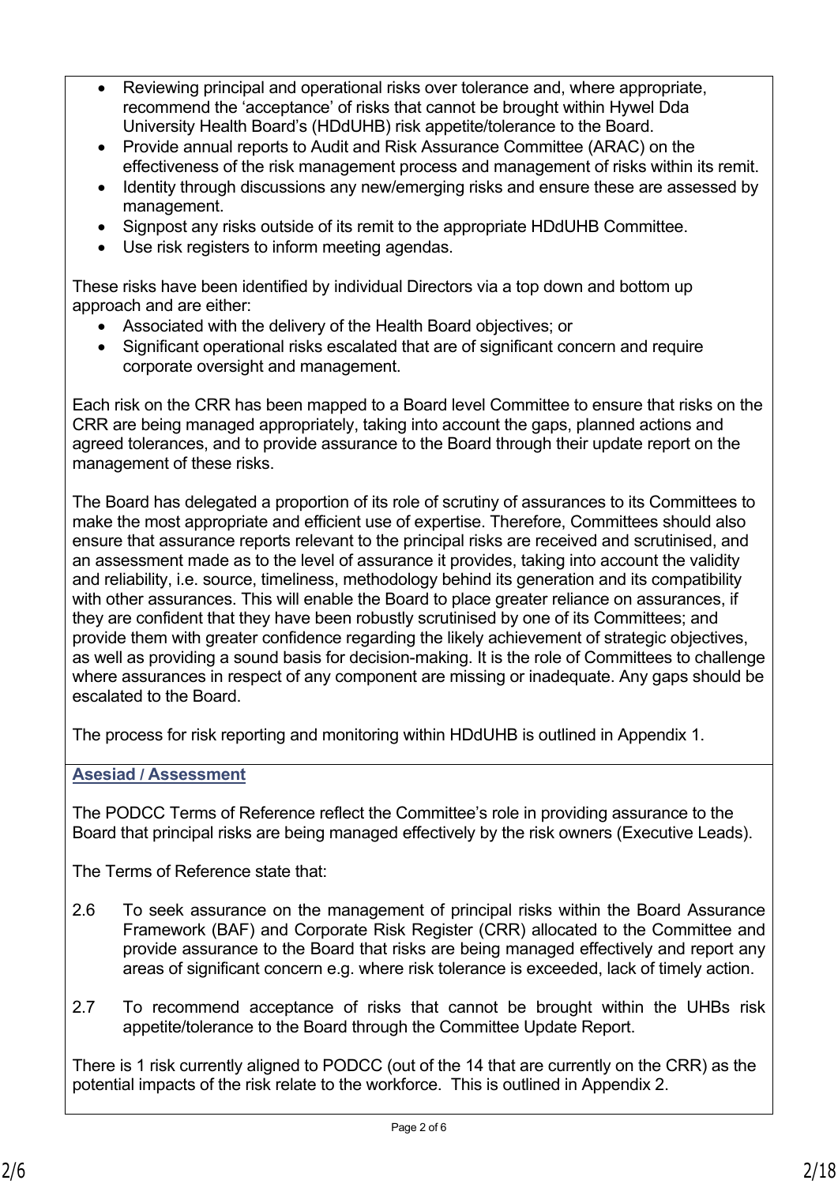- Reviewing principal and operational risks over tolerance and, where appropriate, recommend the 'acceptance' of risks that cannot be brought within Hywel Dda University Health Board's (HDdUHB) risk appetite/tolerance to the Board.
- Provide annual reports to Audit and Risk Assurance Committee (ARAC) on the effectiveness of the risk management process and management of risks within its remit.
- Identity through discussions any new/emerging risks and ensure these are assessed by management.
- Signpost any risks outside of its remit to the appropriate HDdUHB Committee.
- Use risk registers to inform meeting agendas.

These risks have been identified by individual Directors via a top down and bottom up approach and are either:

- Associated with the delivery of the Health Board objectives; or
- Significant operational risks escalated that are of significant concern and require corporate oversight and management.

Each risk on the CRR has been mapped to a Board level Committee to ensure that risks on the CRR are being managed appropriately, taking into account the gaps, planned actions and agreed tolerances, and to provide assurance to the Board through their update report on the management of these risks.

The Board has delegated a proportion of its role of scrutiny of assurances to its Committees to make the most appropriate and efficient use of expertise. Therefore, Committees should also ensure that assurance reports relevant to the principal risks are received and scrutinised, and an assessment made as to the level of assurance it provides, taking into account the validity and reliability, i.e. source, timeliness, methodology behind its generation and its compatibility with other assurances. This will enable the Board to place greater reliance on assurances, if they are confident that they have been robustly scrutinised by one of its Committees; and provide them with greater confidence regarding the likely achievement of strategic objectives, as well as providing a sound basis for decision-making. It is the role of Committees to challenge where assurances in respect of any component are missing or inadequate. Any gaps should be escalated to the Board.

The process for risk reporting and monitoring within HDdUHB is outlined in Appendix 1.

## Asesiad / Assessment

The PODCC Terms of Reference reflect the Committee's role in providing assurance to the Board that principal risks are being managed effectively by the risk owners (Executive Leads).

The Terms of Reference state that:

2.6 To seek assurance on the management of principal risks within the Board Assurance Framework (BAF) and Corporate Risk Register (CRR) allocated to the Committee and provide assurance to the Board that risks are being managed effectively and report any areas of significant concern e.g. where risk tolerance is exceeded, lack of timely action.

2.7 To recommend acceptance of risks that cannot be brought within the UHBs risk appetite/tolerance to the Board through the Committee Update Report.

There is 1 risk currently aligned to PODCC (out of the 14 that are currently on the CRR) as the potential impacts of the risk relate to the workforce. This is outlined in Appendix 2.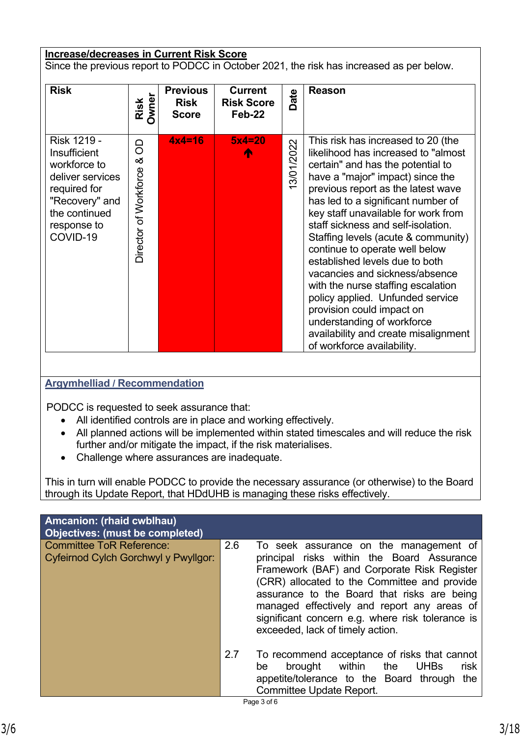**Increase/decreases in Current Risk Score**

Since the previous report to PODCC in October 2021, the risk has increased as per below.

| Risk | Risk Owner | Previous Risk Score | Current Risk Score Feb-22 | Date | Reason |
|---|---|---|---|---|---|
| Risk 1219 - Insufficient workforce to deliver services required for "Recovery" and the continued response to COVID-19 | Director of Workforce & OD | 4x4=16 | 5x4=20 ↑ | 13/01/2022 | This risk has increased to 20 (the likelihood has increased to "almost certain" and has the potential to have a "major" impact) since the previous report as the latest wave has led to a significant number of key staff unavailable for work from staff sickness and self-isolation. Staffing levels (acute & community) continue to operate well below established levels due to both vacancies and sickness/absence with the nurse staffing escalation policy applied. Unfunded service provision could impact on understanding of workforce availability and create misalignment of workforce availability. |

**Argymhelliad / Recommendation**

PODCC is requested to seek assurance that:

- All identified controls are in place and working effectively.
- All planned actions will be implemented within stated timescales and will reduce the risk further and/or mitigate the impact, if the risk materialises.
- Challenge where assurances are inadequate.

This in turn will enable PODCC to provide the necessary assurance (or otherwise) to the Board through its Update Report, that HDdUHB is managing these risks effectively.

| **Amcanion: (rhaid cwblhau)**<br>**Objectives: (must be completed)** | |
|---|---|
| Committee ToR Reference:<br>Cyfeirnod Cylch Gorchwyl y Pwyllgor: | 2.6 To seek assurance on the management of principal risks within the Board Assurance Framework (BAF) and Corporate Risk Register (CRR) allocated to the Committee and provide assurance to the Board that risks are being managed effectively and report any areas of significant concern e.g. where risk tolerance is exceeded, lack of timely action.<br><br>2.7 To recommend acceptance of risks that cannot be brought within the UHBs risk appetite/tolerance to the Board through the Committee Update Report. |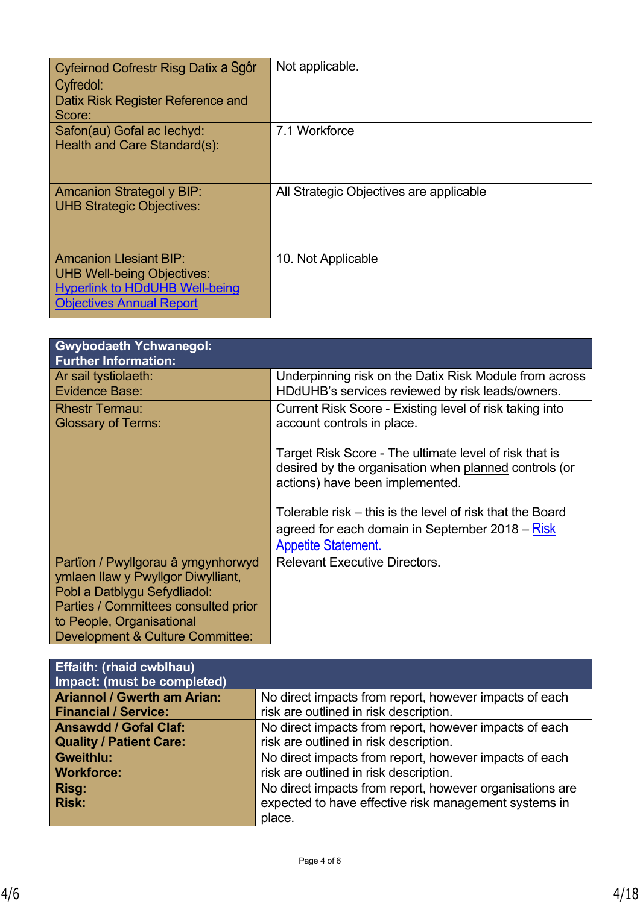| Cyfeirnod Cofrestr Risg Datix a Sgôr Cyfredol:<br>Datix Risk Register Reference and Score: | Not applicable. |
|---|---|
| Safon(au) Gofal ac Iechyd:<br>Health and Care Standard(s): | 7.1 Workforce |
| Amcanion Strategol y BIP:<br>UHB Strategic Objectives: | All Strategic Objectives are applicable |
| Amcanion Llesiant BIP:<br>UHB Well-being Objectives:<br>Hyperlink to HDdUHB Well-being Objectives Annual Report | 10. Not Applicable |

| Gwybodaeth Ychwanegol:<br>Further Information: | |
|---|---|
| Ar sail tystiolaeth:<br>Evidence Base: | Underpinning risk on the Datix Risk Module from across HDdUHB's services reviewed by risk leads/owners. |
| Rhestr Termau:<br>Glossary of Terms: | Current Risk Score - Existing level of risk taking into account controls in place.<br><br>Target Risk Score - The ultimate level of risk that is desired by the organisation when planned controls (or actions) have been implemented.<br><br>Tolerable risk – this is the level of risk that the Board agreed for each domain in September 2018 – Risk Appetite Statement. |
| Partïon / Pwyllgorau â ymgynhorwyd ymlaen llaw y Pwyllgor Diwylliant, Pobl a Datblygu Sefydliadol:<br>Parties / Committees consulted prior to People, Organisational Development & Culture Committee: | Relevant Executive Directors. |

| Effaith: (rhaid cwblhau)<br>Impact: (must be completed) | |
|---|---|
| **Ariannol / Gwerth am Arian:<br>Financial / Service:** | No direct impacts from report, however impacts of each risk are outlined in risk description. |
| **Ansawdd / Gofal Claf:<br>Quality / Patient Care:** | No direct impacts from report, however impacts of each risk are outlined in risk description. |
| **Gweithlu:<br>Workforce:** | No direct impacts from report, however impacts of each risk are outlined in risk description. |
| **Risg:<br>Risk:** | No direct impacts from report, however organisations are expected to have effective risk management systems in place. |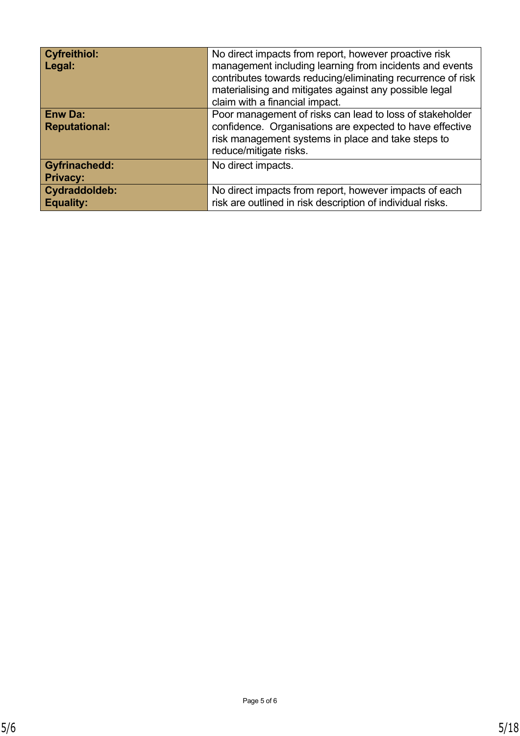| **Cyfreithiol:**<br>**Legal:** | No direct impacts from report, however proactive risk management including learning from incidents and events contributes towards reducing/eliminating recurrence of risk materialising and mitigates against any possible legal claim with a financial impact. |
|---|---|
| **Enw Da:**<br>**Reputational:** | Poor management of risks can lead to loss of stakeholder confidence.  Organisations are expected to have effective risk management systems in place and take steps to reduce/mitigate risks. |
| **Gyfrinachedd:**<br>**Privacy:** | No direct impacts. |
| **Cydraddoldeb:**<br>**Equality:** | No direct impacts from report, however impacts of each risk are outlined in risk description of individual risks. |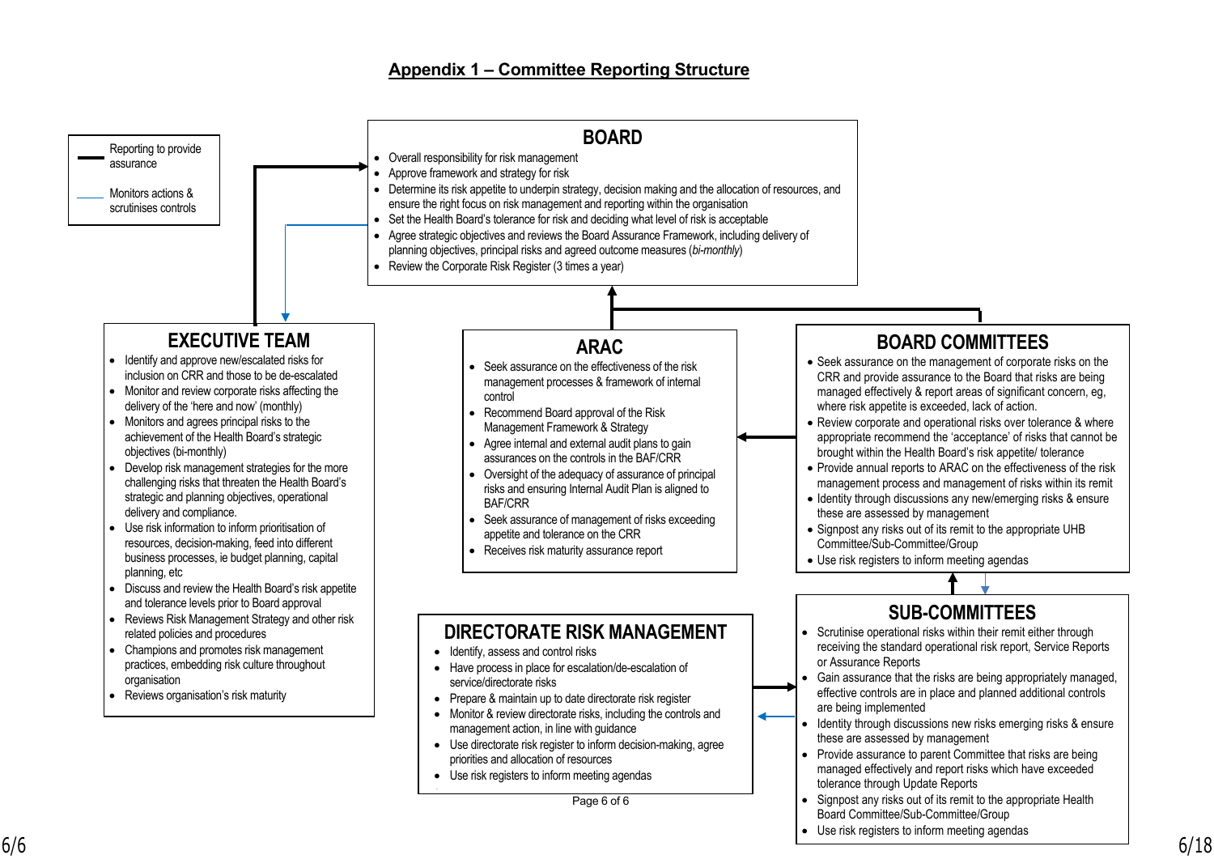## Appendix 1 – Committee Reporting Structure

**Key:**
- Reporting to provide assurance
- Monitors actions & scrutinises controls

### BOARD

- Overall responsibility for risk management
- Approve framework and strategy for risk
- Determine its risk appetite to underpin strategy, decision making and the allocation of resources, and ensure the right focus on risk management and reporting within the organisation
- Set the Health Board's tolerance for risk and deciding what level of risk is acceptable
- Agree strategic objectives and reviews the Board Assurance Framework, including delivery of planning objectives, principal risks and agreed outcome measures (*bi-monthly*)
- Review the Corporate Risk Register (3 times a year)

### EXECUTIVE TEAM

- Identify and approve new/escalated risks for inclusion on CRR and those to be de-escalated
- Monitor and review corporate risks affecting the delivery of the 'here and now' (monthly)
- Monitors and agrees principal risks to the achievement of the Health Board's strategic objectives (bi-monthly)
- Develop risk management strategies for the more challenging risks that threaten the Health Board's strategic and planning objectives, operational delivery and compliance.
- Use risk information to inform prioritisation of resources, decision-making, feed into different business processes, ie budget planning, capital planning, etc
- Discuss and review the Health Board's risk appetite and tolerance levels prior to Board approval
- Reviews Risk Management Strategy and other risk related policies and procedures
- Champions and promotes risk management practices, embedding risk culture throughout organisation
- Reviews organisation's risk maturity

### ARAC

- Seek assurance on the effectiveness of the risk management processes & framework of internal control
- Recommend Board approval of the Risk Management Framework & Strategy
- Agree internal and external audit plans to gain assurances on the controls in the BAF/CRR
- Oversight of the adequacy of assurance of principal risks and ensuring Internal Audit Plan is aligned to BAF/CRR
- Seek assurance of management of risks exceeding appetite and tolerance on the CRR
- Receives risk maturity assurance report

### BOARD COMMITTEES

- Seek assurance on the management of corporate risks on the CRR and provide assurance to the Board that risks are being managed effectively & report areas of significant concern, eg, where risk appetite is exceeded, lack of action.
- Review corporate and operational risks over tolerance & where appropriate recommend the 'acceptance' of risks that cannot be brought within the Health Board's risk appetite/ tolerance
- Provide annual reports to ARAC on the effectiveness of the risk management process and management of risks within its remit
- Identity through discussions any new/emerging risks & ensure these are assessed by management
- Signpost any risks out of its remit to the appropriate UHB Committee/Sub-Committee/Group
- Use risk registers to inform meeting agendas

### DIRECTORATE RISK MANAGEMENT

- Identify, assess and control risks
- Have process in place for escalation/de-escalation of service/directorate risks
- Prepare & maintain up to date directorate risk register
- Monitor & review directorate risks, including the controls and management action, in line with guidance
- Use directorate risk register to inform decision-making, agree priorities and allocation of resources
- Use risk registers to inform meeting agendas

### SUB-COMMITTEES

- Scrutinise operational risks within their remit either through receiving the standard operational risk report, Service Reports or Assurance Reports
- Gain assurance that the risks are being appropriately managed, effective controls are in place and planned additional controls are being implemented
- Identity through discussions new risks emerging risks & ensure these are assessed by management
- Provide assurance to parent Committee that risks are being managed effectively and report risks which have exceeded tolerance through Update Reports
- Signpost any risks out of its remit to the appropriate Health Board Committee/Sub-Committee/Group
- Use risk registers to inform meeting agendas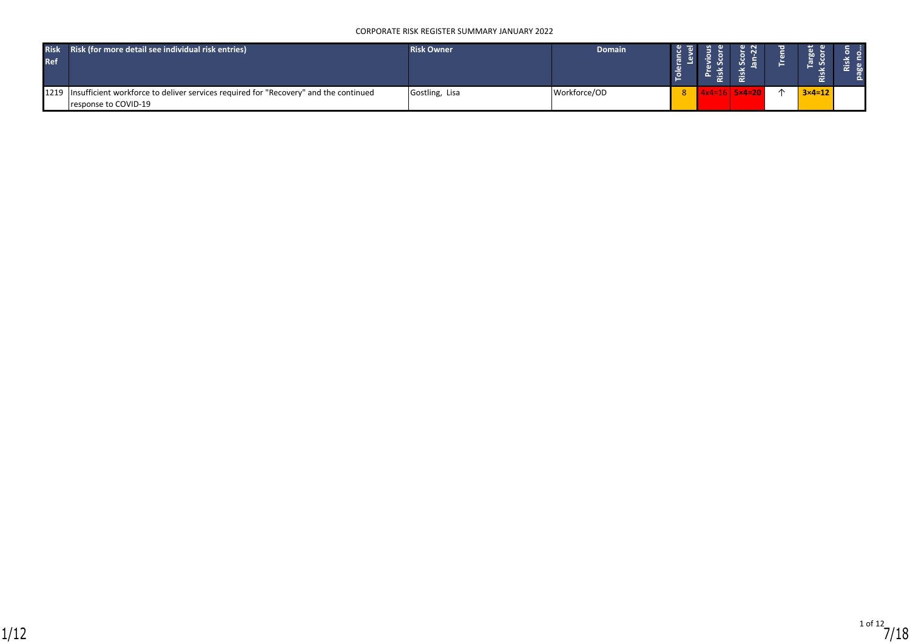CORPORATE RISK REGISTER SUMMARY JANUARY 2022

| Risk Ref | Risk (for more detail see individual risk entries) | Risk Owner | Domain | Tolerance Level | Previous Risk Score | Risk Score Jan-22 | Trend | Target Risk Score | Risk on page no… |
|---|---|---|---|---|---|---|---|---|---|
| 1219 | Insufficient workforce to deliver services required for "Recovery" and the continued response to COVID-19 | Gostling, Lisa | Workforce/OD | 8 | 4x4=16 | 5×4=20 | ↑ | 3×4=12 | |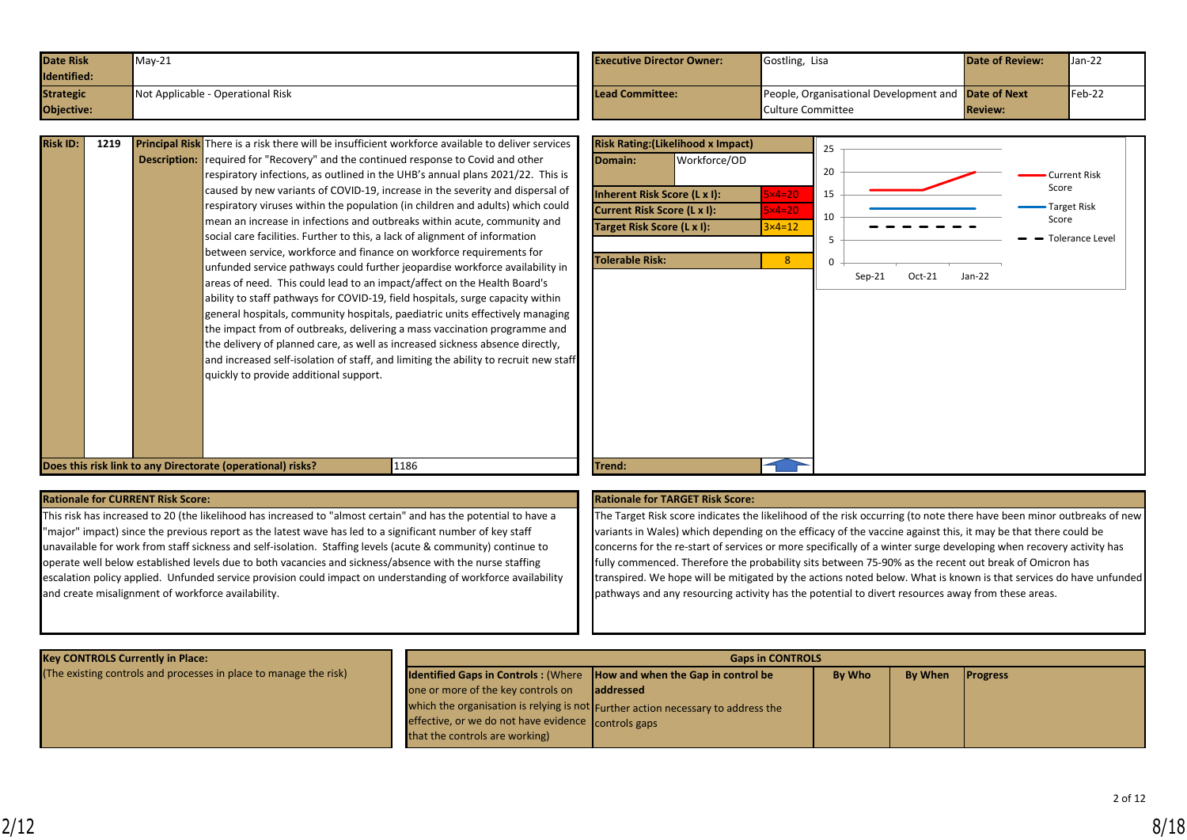| Date Risk Identified: | May-21 | Executive Director Owner: | Gostling, Lisa | Date of Review: | Jan-22 |
|---|---|---|---|---|---|
| Strategic Objective: | Not Applicable - Operational Risk | Lead Committee: | People, Organisational Development and Culture Committee | Date of Next Review: | Feb-22 |

| Risk ID: | 1219 |
|---|---|

**Principal Risk Description:** There is a risk there will be insufficient workforce available to deliver services required for "Recovery" and the continued response to Covid and other respiratory infections, as outlined in the UHB's annual plans 2021/22. This is caused by new variants of COVID-19, increase in the severity and dispersal of respiratory viruses within the population (in children and adults) which could mean an increase in infections and outbreaks within acute, community and social care facilities. Further to this, a lack of alignment of information between service, workforce and finance on workforce requirements for unfunded service pathways could further jeopardise workforce availability in areas of need. This could lead to an impact/affect on the Health Board's ability to staff pathways for COVID-19, field hospitals, surge capacity within general hospitals, community hospitals, paediatric units effectively managing the impact from of outbreaks, delivering a mass vaccination programme and the delivery of planned care, as well as increased sickness absence directly, and increased self-isolation of staff, and limiting the ability to recruit new staff quickly to provide additional support.

**Does this risk link to any Directorate (operational) risks?** 1186

| Risk Rating:(Likelihood x Impact) | |
|---|---|
| Domain: | Workforce/OD |
| Inherent Risk Score (L x I): | 5×4=20 |
| Current Risk Score (L x I): | 5×4=20 |
| Target Risk Score (L x I): | 3×4=12 |
| Tolerable Risk: | 8 |
| Trend: | ↑ |

| | Sep-21 | Oct-21 | Jan-22 |
|---|---|---|---|
| Current Risk Score | 16 | 16 | 20 |
| Target Risk Score | 12 | 12 | 12 |
| Tolerance Level | 8 | 8 | 8 |

**Rationale for CURRENT Risk Score:**

This risk has increased to 20 (the likelihood has increased to "almost certain" and has the potential to have a "major" impact) since the previous report as the latest wave has led to a significant number of key staff unavailable for work from staff sickness and self-isolation. Staffing levels (acute & community) continue to operate well below established levels due to both vacancies and sickness/absence with the nurse staffing escalation policy applied. Unfunded service provision could impact on understanding of workforce availability and create misalignment of workforce availability.

**Rationale for TARGET Risk Score:**

The Target Risk score indicates the likelihood of the risk occurring (to note there have been minor outbreaks of new variants in Wales) which depending on the efficacy of the vaccine against this, it may be that there could be concerns for the re-start of services or more specifically of a winter surge developing when recovery activity has fully commenced. Therefore the probability sits between 75-90% as the recent out break of Omicron has transpired. We hope will be mitigated by the actions noted below. What is known is that services do have unfunded pathways and any resourcing activity has the potential to divert resources away from these areas.

| Key CONTROLS Currently in Place: (The existing controls and processes in place to manage the risk) | Identified Gaps in Controls : (Where one or more of the key controls on which the organisation is relying is not effective, or we do not have evidence that the controls are working) | How and when the Gap in control be addressed Further action necessary to address the controls gaps | By Who | By When | Progress |
|---|---|---|---|---|---|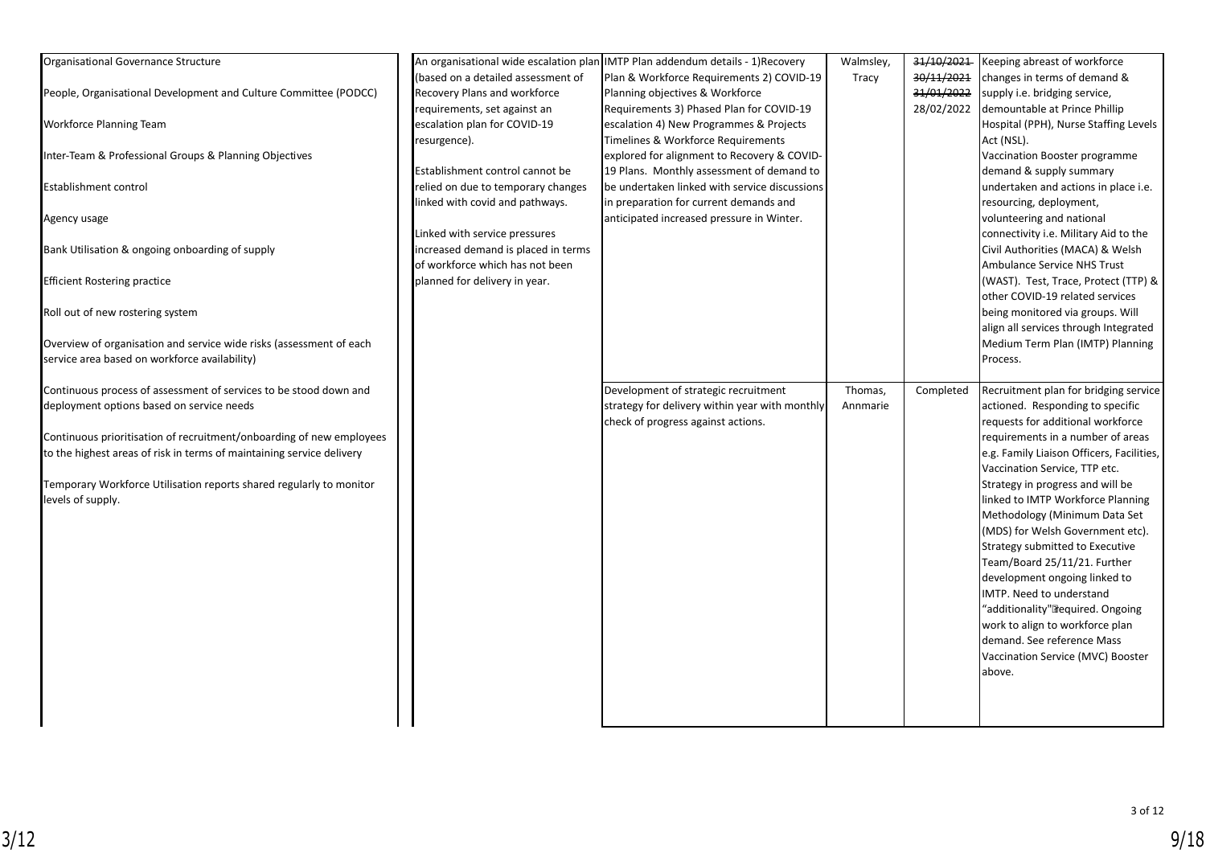| | | | | | |
|---|---|---|---|---|---|
| Organisational Governance Structure<br><br>People, Organisational Development and Culture Committee (PODCC)<br><br>Workforce Planning Team<br><br>Inter-Team & Professional Groups & Planning Objectives<br><br>Establishment control<br><br>Agency usage<br><br>Bank Utilisation & ongoing onboarding of supply<br><br>Efficient Rostering practice<br><br>Roll out of new rostering system<br><br>Overview of organisation and service wide risks (assessment of each service area based on workforce availability)<br><br>Continuous process of assessment of services to be stood down and deployment options based on service needs<br><br>Continuous prioritisation of recruitment/onboarding of new employees to the highest areas of risk in terms of maintaining service delivery<br><br>Temporary Workforce Utilisation reports shared regularly to monitor levels of supply. | An organisational wide escalation plan (based on a detailed assessment of Recovery Plans and workforce requirements, set against an escalation plan for COVID-19 resurgence).<br><br>Establishment control cannot be relied on due to temporary changes linked with covid and pathways.<br><br>Linked with service pressures increased demand is placed in terms of workforce which has not been planned for delivery in year. | IMTP Plan addendum details - 1)Recovery Plan & Workforce Requirements 2) COVID-19 Planning objectives & Workforce Requirements 3) Phased Plan for COVID-19 escalation 4) New Programmes & Projects Timelines & Workforce Requirements explored for alignment to Recovery & COVID-19 Plans. Monthly assessment of demand to be undertaken linked with service discussions in preparation for current demands and anticipated increased pressure in Winter. | Walmsley, Tracy | ~~31/10/2021~~<br>~~30/11/2021~~<br>~~31/01/2022~~<br>28/02/2022 | Keeping abreast of workforce changes in terms of demand & supply i.e. bridging service, demountable at Prince Phillip Hospital (PPH), Nurse Staffing Levels Act (NSL).<br>Vaccination Booster programme demand & supply summary undertaken and actions in place i.e. resourcing, deployment, volunteering and national connectivity i.e. Military Aid to the Civil Authorities (MACA) & Welsh Ambulance Service NHS Trust (WAST). Test, Trace, Protect (TTP) & other COVID-19 related services being monitored via groups. Will align all services through Integrated Medium Term Plan (IMTP) Planning Process. |
| | | Development of strategic recruitment strategy for delivery within year with monthly check of progress against actions. | Thomas, Annmarie | Completed | Recruitment plan for bridging service actioned. Responding to specific requests for additional workforce requirements in a number of areas e.g. Family Liaison Officers, Facilities, Vaccination Service, TTP etc.<br>Strategy in progress and will be linked to IMTP Workforce Planning Methodology (Minimum Data Set (MDS) for Welsh Government etc).<br>Strategy submitted to Executive Team/Board 25/11/21. Further development ongoing linked to IMTP. Need to understand "additionality" required. Ongoing work to align to workforce plan demand. See reference Mass Vaccination Service (MVC) Booster above. |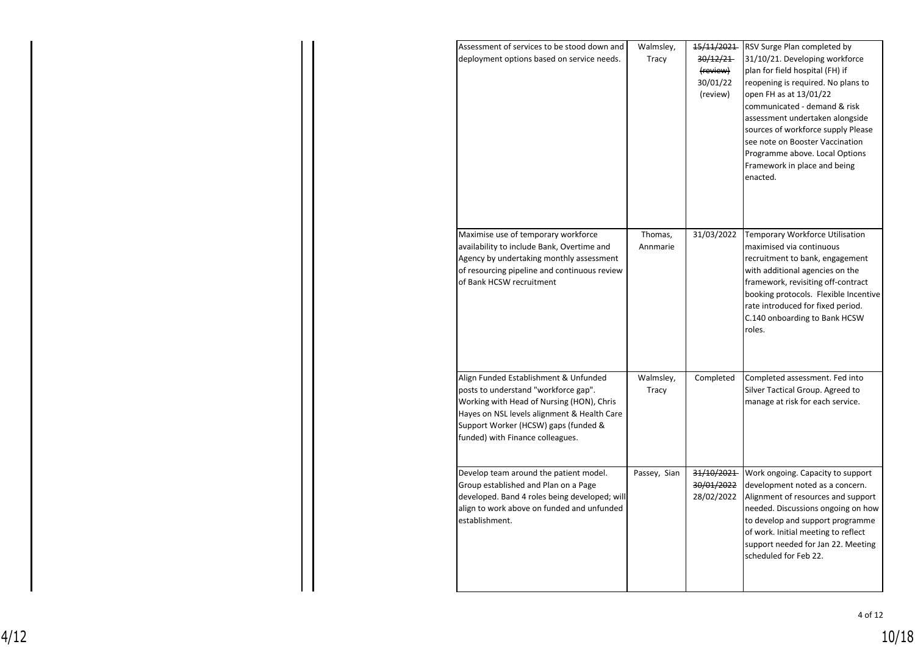| | | | |
|---|---|---|---|
| Assessment of services to be stood down and deployment options based on service needs. | Walmsley, Tracy | ~~15/11/2021~~ ~~30/12/21~~ ~~(review)~~ 30/01/22 (review) | RSV Surge Plan completed by 31/10/21. Developing workforce plan for field hospital (FH) if reopening is required. No plans to open FH as at 13/01/22 communicated - demand & risk assessment undertaken alongside sources of workforce supply Please see note on Booster Vaccination Programme above. Local Options Framework in place and being enacted. |
| Maximise use of temporary workforce availability to include Bank, Overtime and Agency by undertaking monthly assessment of resourcing pipeline and continuous review of Bank HCSW recruitment | Thomas, Annmarie | 31/03/2022 | Temporary Workforce Utilisation maximised via continuous recruitment to bank, engagement with additional agencies on the framework, revisiting off-contract booking protocols. Flexible Incentive rate introduced for fixed period. C.140 onboarding to Bank HCSW roles. |
| Align Funded Establishment & Unfunded posts to understand "workforce gap". Working with Head of Nursing (HON), Chris Hayes on NSL levels alignment & Health Care Support Worker (HCSW) gaps (funded & funded) with Finance colleagues. | Walmsley, Tracy | Completed | Completed assessment. Fed into Silver Tactical Group. Agreed to manage at risk for each service. |
| Develop team around the patient model. Group established and Plan on a Page developed. Band 4 roles being developed; will align to work above on funded and unfunded establishment. | Passey, Sian | ~~31/10/2021~~ ~~30/01/2022~~ 28/02/2022 | Work ongoing. Capacity to support development noted as a concern. Alignment of resources and support needed. Discussions ongoing on how to develop and support programme of work. Initial meeting to reflect support needed for Jan 22. Meeting scheduled for Feb 22. |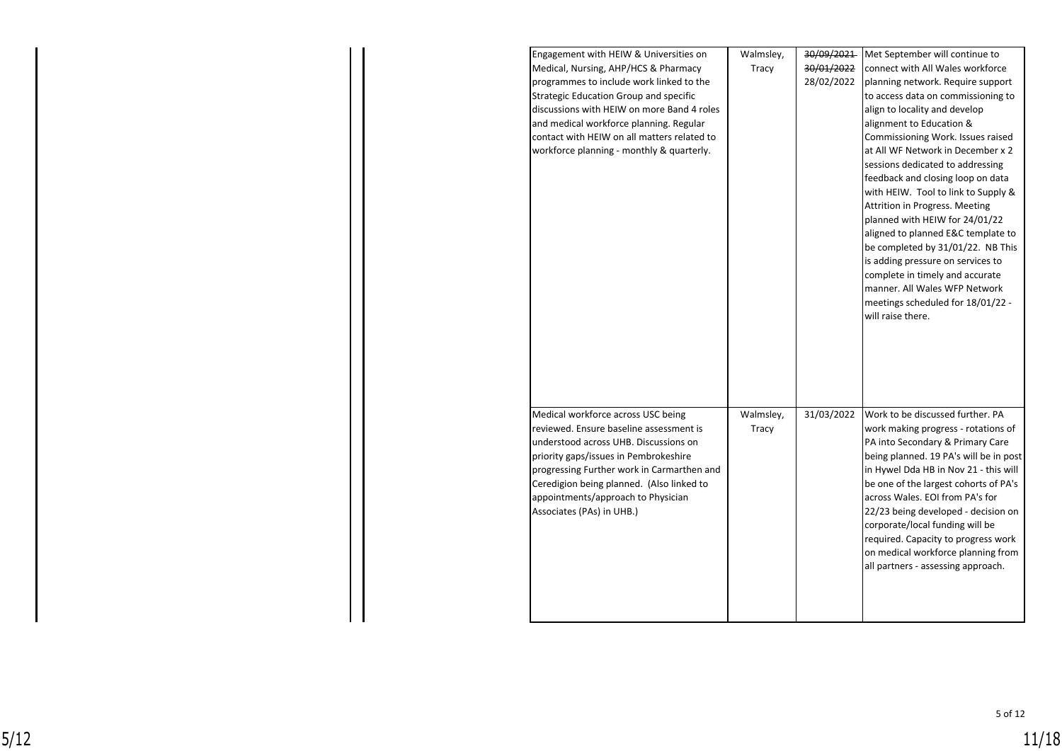| | | | |
|---|---|---|---|
| Engagement with HEIW & Universities on Medical, Nursing, AHP/HCS & Pharmacy programmes to include work linked to the Strategic Education Group and specific discussions with HEIW on more Band 4 roles and medical workforce planning. Regular contact with HEIW on all matters related to workforce planning - monthly & quarterly. | Walmsley, Tracy | ~~30/09/2021~~ ~~30/01/2022~~ 28/02/2022 | Met September will continue to connect with All Wales workforce planning network. Require support to access data on commissioning to align to locality and develop alignment to Education & Commissioning Work. Issues raised at All WF Network in December x 2 sessions dedicated to addressing feedback and closing loop on data with HEIW. Tool to link to Supply & Attrition in Progress. Meeting planned with HEIW for 24/01/22 aligned to planned E&C template to be completed by 31/01/22. NB This is adding pressure on services to complete in timely and accurate manner. All Wales WFP Network meetings scheduled for 18/01/22 - will raise there. |
| Medical workforce across USC being reviewed. Ensure baseline assessment is understood across UHB. Discussions on priority gaps/issues in Pembrokeshire progressing Further work in Carmarthen and Ceredigion being planned. (Also linked to appointments/approach to Physician Associates (PAs) in UHB.) | Walmsley, Tracy | 31/03/2022 | Work to be discussed further. PA work making progress - rotations of PA into Secondary & Primary Care being planned. 19 PA's will be in post in Hywel Dda HB in Nov 21 - this will be one of the largest cohorts of PA's across Wales. EOI from PA's for 22/23 being developed - decision on corporate/local funding will be required. Capacity to progress work on medical workforce planning from all partners - assessing approach. |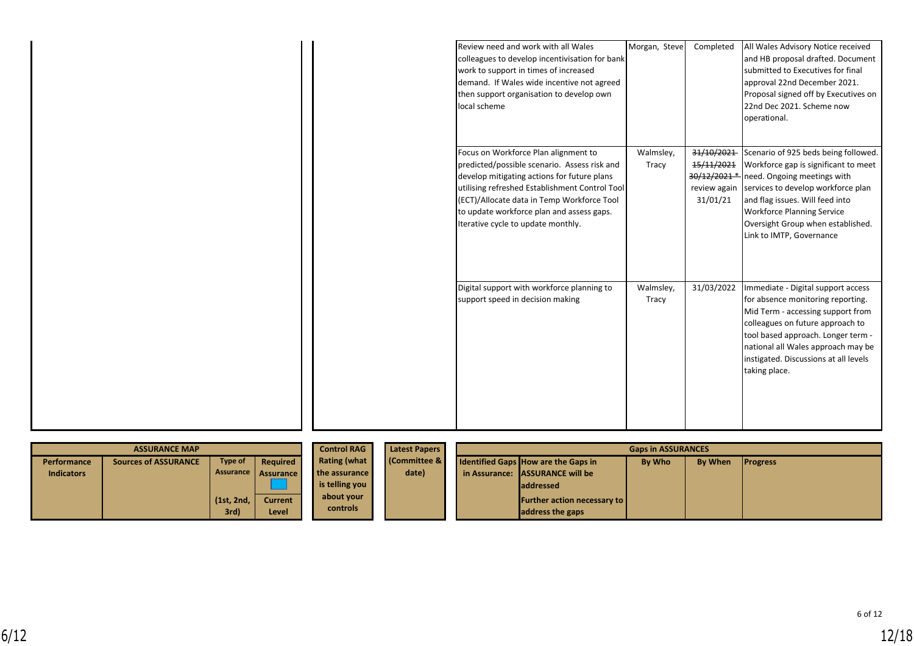| Action | By Who | By When | Progress |
|---|---|---|---|
| Review need and work with all Wales colleagues to develop incentivisation for bank work to support in times of increased demand. If Wales wide incentive not agreed then support organisation to develop own local scheme | Morgan, Steve | Completed | All Wales Advisory Notice received and HB proposal drafted. Document submitted to Executives for final approval 22nd December 2021. Proposal signed off by Executives on 22nd Dec 2021. Scheme now operational. |
| Focus on Workforce Plan alignment to predicted/possible scenario. Assess risk and develop mitigating actions for future plans utilising refreshed Establishment Control Tool (ECT)/Allocate data in Temp Workforce Tool to update workforce plan and assess gaps. Iterative cycle to update monthly. | Walmsley, Tracy | ~~31/10/2021~~ ~~15/11/2021~~ ~~30/12/2021~~ * review again 31/01/21 | Scenario of 925 beds being followed. Workforce gap is significant to meet need. Ongoing meetings with services to develop workforce plan and flag issues. Will feed into Workforce Planning Service Oversight Group when established. Link to IMTP, Governance |
| Digital support with workforce planning to support speed in decision making | Walmsley, Tracy | 31/03/2022 | Immediate - Digital support access for absence monitoring reporting. Mid Term - accessing support from colleagues on future approach to tool based approach. Longer term - national all Wales approach may be instigated. Discussions at all levels taking place. |

| ASSURANCE MAP | | | | Control RAG Rating (what the assurance is telling you about your controls | Latest Papers (Committee & date) | Gaps in ASSURANCES | | | | |
|---|---|---|---|---|---|---|---|---|---|---|
| Performance Indicators | Sources of ASSURANCE | Type of Assurance (1st, 2nd, 3rd) | Required Assurance / Current Level | | | Identified Gaps in Assurance: | How are the Gaps in ASSURANCE will be addressed / Further action necessary to address the gaps | By Who | By When | Progress |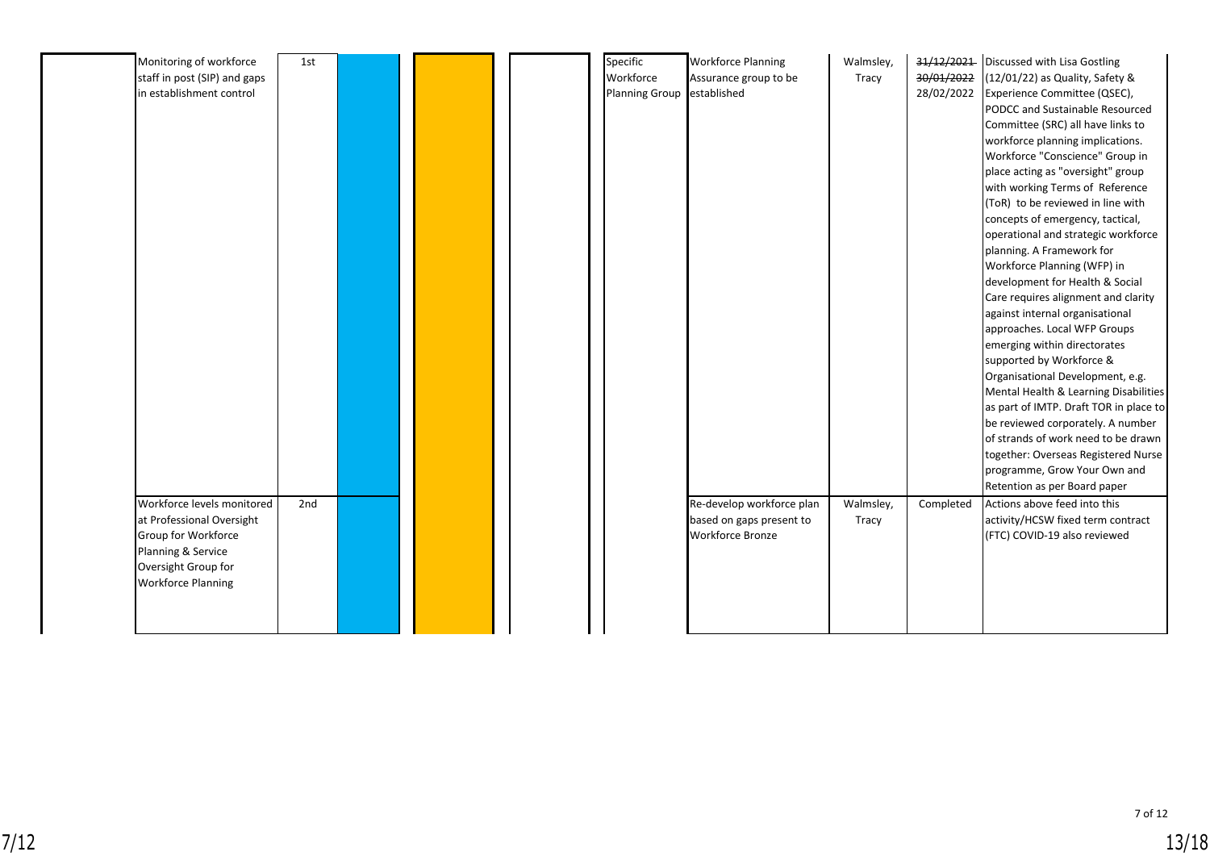| | | | | | | | | | | |
|---|---|---|---|---|---|---|---|---|---|---|
| | Monitoring of workforce staff in post (SIP) and gaps in establishment control | 1st | | | | Specific Workforce Planning Group | Workforce Planning Assurance group to be established | Walmsley, Tracy | ~~31/12/2021~~ ~~30/01/2022~~ 28/02/2022 | Discussed with Lisa Gostling (12/01/22) as Quality, Safety & Experience Committee (QSEC), PODCC and Sustainable Resourced Committee (SRC) all have links to workforce planning implications. Workforce "Conscience" Group in place acting as "oversight" group with working Terms of Reference (ToR) to be reviewed in line with concepts of emergency, tactical, operational and strategic workforce planning. A Framework for Workforce Planning (WFP) in development for Health & Social Care requires alignment and clarity against internal organisational approaches. Local WFP Groups emerging within directorates supported by Workforce & Organisational Development, e.g. Mental Health & Learning Disabilities as part of IMTP. Draft TOR in place to be reviewed corporately. A number of strands of work need to be drawn together: Overseas Registered Nurse programme, Grow Your Own and Retention as per Board paper |
| | Workforce levels monitored at Professional Oversight Group for Workforce Planning & Service Oversight Group for Workforce Planning | 2nd | | | | | Re-develop workforce plan based on gaps present to Workforce Bronze | Walmsley, Tracy | Completed | Actions above feed into this activity/HCSW fixed term contract (FTC) COVID-19 also reviewed |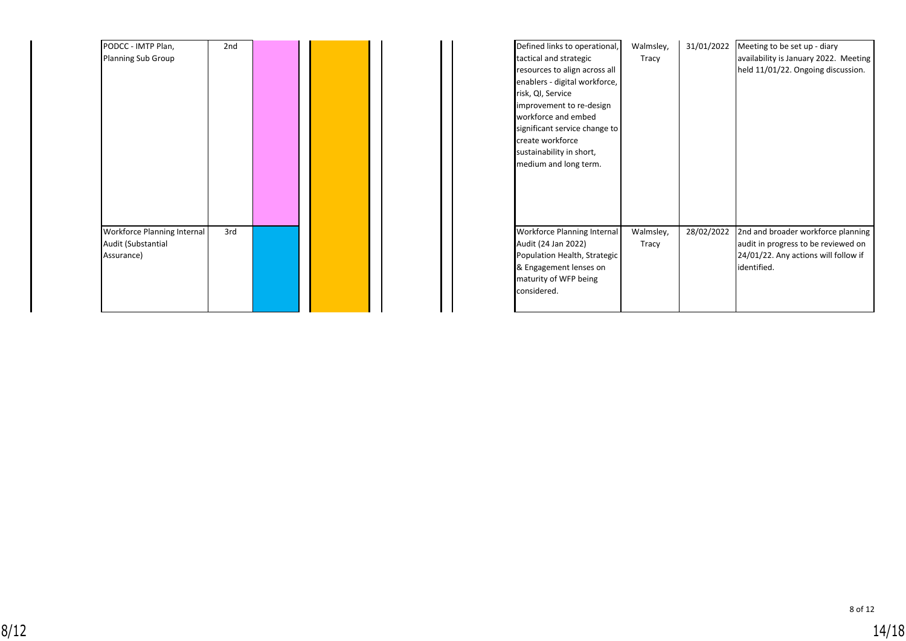| | | | | | | | | |
|---|---|---|---|---|---|---|---|---|
| PODCC - IMTP Plan, Planning Sub Group | 2nd | | | | Defined links to operational, tactical and strategic resources to align across all enablers - digital workforce, risk, QI, Service improvement to re-design workforce and embed significant service change to create workforce sustainability in short, medium and long term. | Walmsley, Tracy | 31/01/2022 | Meeting to be set up - diary availability is January 2022. Meeting held 11/01/22. Ongoing discussion. |
| Workforce Planning Internal Audit (Substantial Assurance) | 3rd | | | | Workforce Planning Internal Audit (24 Jan 2022) Population Health, Strategic & Engagement lenses on maturity of WFP being considered. | Walmsley, Tracy | 28/02/2022 | 2nd and broader workforce planning audit in progress to be reviewed on 24/01/22. Any actions will follow if identified. |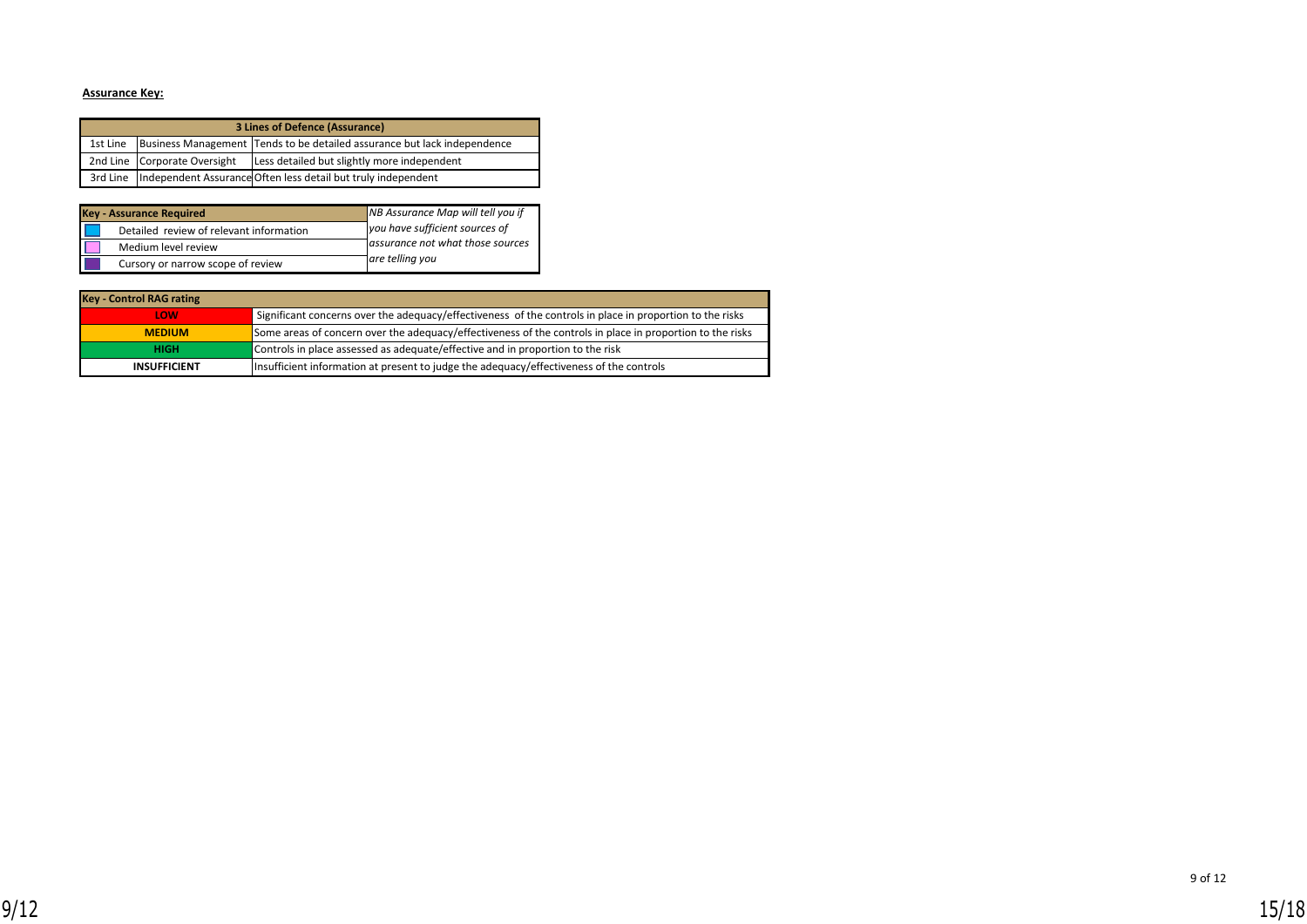**Assurance Key:**

| 3 Lines of Defence (Assurance) | | |
|---|---|---|
| 1st Line | Business Management | Tends to be detailed assurance but lack independence |
| 2nd Line | Corporate Oversight | Less detailed but slightly more independent |
| 3rd Line | Independent Assurance | Often less detail but truly independent |

| Key - Assurance Required | | *NB Assurance Map will tell you if you have sufficient sources of assurance not what those sources are telling you* |
|---|---|---|
| (light blue) | Detailed review of relevant information | |
| (pink) | Medium level review | |
| (purple) | Cursory or narrow scope of review | |

| Key - Control RAG rating | |
|---|---|
| LOW | Significant concerns over the adequacy/effectiveness of the controls in place in proportion to the risks |
| MEDIUM | Some areas of concern over the adequacy/effectiveness of the controls in place in proportion to the risks |
| HIGH | Controls in place assessed as adequate/effective and in proportion to the risk |
| INSUFFICIENT | Insufficient information at present to judge the adequacy/effectiveness of the controls |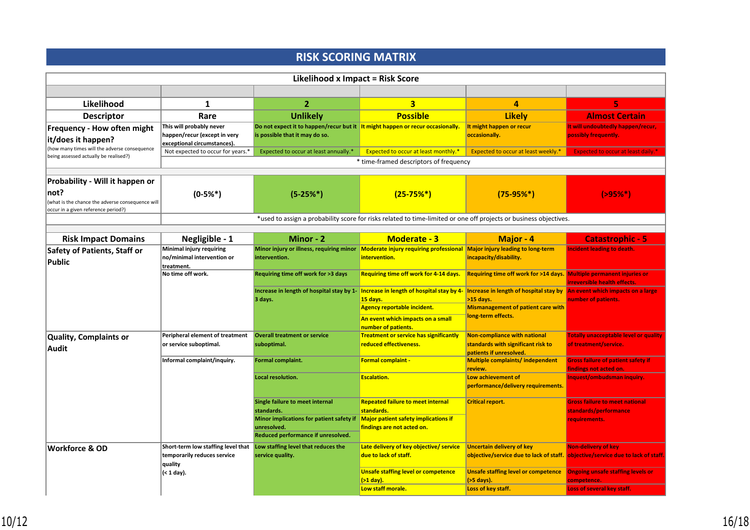# RISK SCORING MATRIX

**Likelihood x Impact = Risk Score**

| Likelihood | 1 | 2 | 3 | 4 | 5 |
|---|---|---|---|---|---|
| **Descriptor** | **Rare** | **Unlikely** | **Possible** | **Likely** | **Almost Certain** |
| **Frequency - How often might it/does it happen?** (how many times will the adverse consequence being assessed actually be realised?) | This will probably never happen/recur (except in very exceptional circumstances). | Do not expect it to happen/recur but it is possible that it may do so. | It might happen or recur occasionally. | It might happen or recur occasionally. | It will undoubtedly happen/recur, possibly frequently. |
| | Not expected to occur for years.* | Expected to occur at least annually.* | Expected to occur at least monthly.* | Expected to occur at least weekly.* | Expected to occur at least daily.* |
| | * time-framed descriptors of frequency | | | | |
| **Probability - Will it happen or not?** (what is the chance the adverse consequence will occur in a given reference period?) | (0-5%*) | (5-25%*) | (25-75%*) | (75-95%*) | (>95%*) |
| | *used to assign a probability score for risks related to time-limited or one off projects or business objectives. | | | | |

| Risk Impact Domains | Negligible - 1 | Minor - 2 | Moderate - 3 | Major - 4 | Catastrophic - 5 |
|---|---|---|---|---|---|
| **Safety of Patients, Staff or Public** | Minimal injury requiring no/minimal intervention or treatment. | Minor injury or illness, requiring minor intervention. | Moderate injury requiring professional intervention. | Major injury leading to long-term incapacity/disability. | Incident leading to death. |
| | No time off work. | Requiring time off work for >3 days | Requiring time off work for 4-14 days. | Requiring time off work for >14 days. | Multiple permanent injuries or irreversible health effects. |
| | | Increase in length of hospital stay by 1-3 days. | Increase in length of hospital stay by 4-15 days. | Increase in length of hospital stay by >15 days. | An event which impacts on a large number of patients. |
| | | | Agency reportable incident. | Mismanagement of patient care with long-term effects. | |
| | | | An event which impacts on a small number of patients. | | |
| **Quality, Complaints or Audit** | Peripheral element of treatment or service suboptimal. | Overall treatment or service suboptimal. | Treatment or service has significantly reduced effectiveness. | Non-compliance with national standards with significant risk to patients if unresolved. | Totally unacceptable level or quality of treatment/service. |
| | Informal complaint/inquiry. | Formal complaint. | Formal complaint - | Multiple complaints/ independent review. | Gross failure of patient safety if findings not acted on. |
| | | Local resolution. | Escalation. | Low achievement of performance/delivery requirements. | Inquest/ombudsman inquiry. |
| | | Single failure to meet internal standards. | Repeated failure to meet internal standards. | Critical report. | Gross failure to meet national standards/performance requirements. |
| | | Minor implications for patient safety if unresolved. | Major patient safety implications if findings are not acted on. | | |
| | | Reduced performance if unresolved. | | | |
| **Workforce & OD** | Short-term low staffing level that temporarily reduces service quality (< 1 day). | Low staffing level that reduces the service quality. | Late delivery of key objective/ service due to lack of staff. | Uncertain delivery of key objective/service due to lack of staff. | Non-delivery of key objective/service due to lack of staff. |
| | | | Unsafe staffing level or competence (>1 day). | Unsafe staffing level or competence (>5 days). | Ongoing unsafe staffing levels or competence. |
| | | | Low staff morale. | Loss of key staff. | Loss of several key staff. |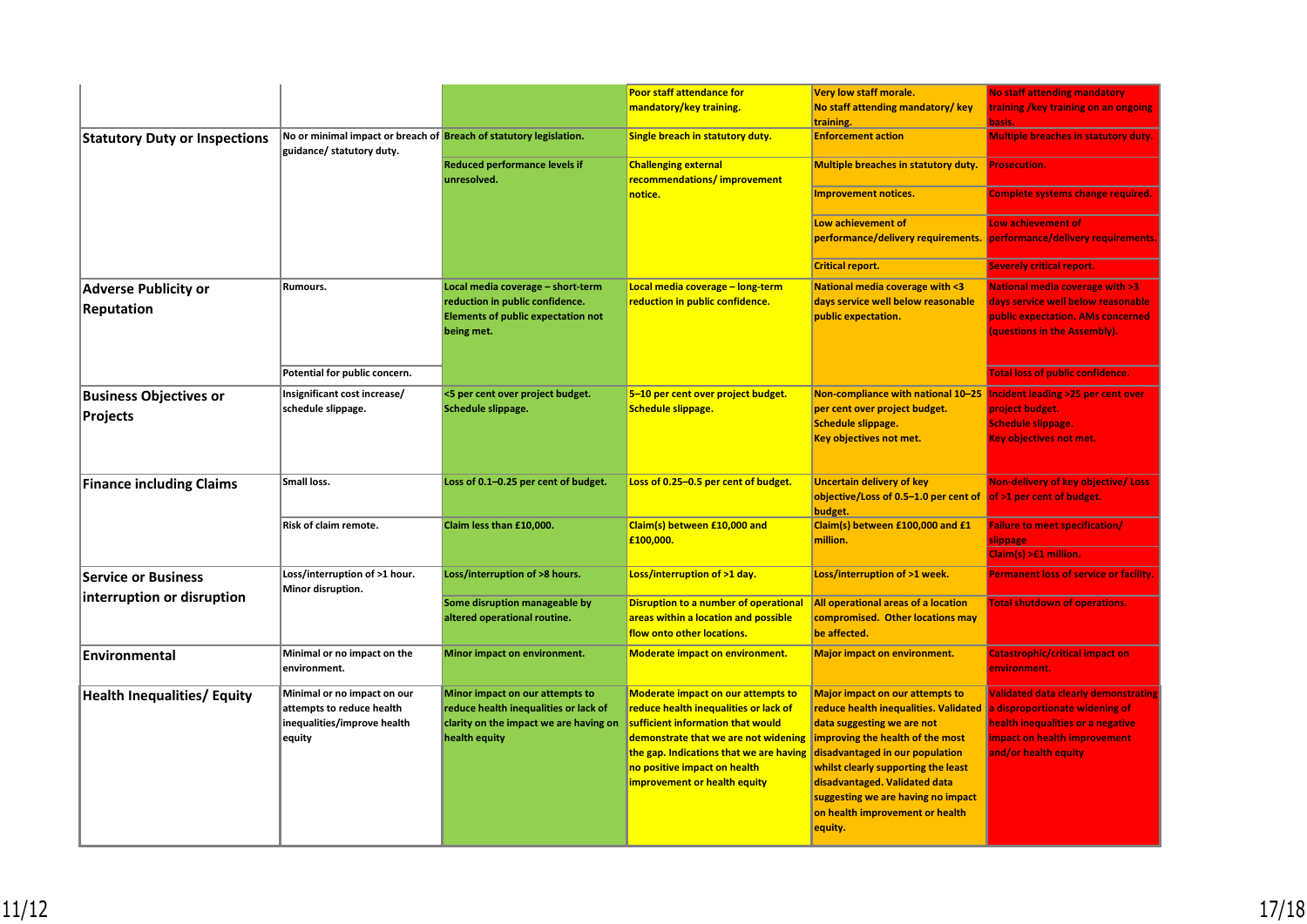|  |  |  |  |  |  |
|---|---|---|---|---|---|
|  |  |  | Poor staff attendance for mandatory/key training. | Very low staff morale. No staff attending mandatory/ key training. | No staff attending mandatory training /key training on an ongoing basis. |
| **Statutory Duty or Inspections** | No or minimal impact or breach of guidance/ statutory duty. | Breach of statutory legislation. | Single breach in statutory duty. | Enforcement action | Multiple breaches in statutory duty. |
|  |  | Reduced performance levels if unresolved. | Challenging external recommendations/ improvement notice. | Multiple breaches in statutory duty. | Prosecution. |
|  |  |  |  | Improvement notices. | Complete systems change required. |
|  |  |  |  | Low achievement of performance/delivery requirements. | Low achievement of performance/delivery requirements. |
|  |  |  |  | Critical report. | Severely critical report. |
| **Adverse Publicity or Reputation** | Rumours. | Local media coverage – short-term reduction in public confidence. Elements of public expectation not being met. | Local media coverage – long-term reduction in public confidence. | National media coverage with <3 days service well below reasonable public expectation. | National media coverage with >3 days service well below reasonable public expectation. AMs concerned (questions in the Assembly). |
|  | Potential for public concern. |  |  |  | Total loss of public confidence. |
| **Business Objectives or Projects** | Insignificant cost increase/ schedule slippage. | <5 per cent over project budget. Schedule slippage. | 5–10 per cent over project budget. Schedule slippage. | Non-compliance with national 10–25 per cent over project budget. Schedule slippage. Key objectives not met. | Incident leading >25 per cent over project budget. Schedule slippage. Key objectives not met. |
| **Finance including Claims** | Small loss. | Loss of 0.1–0.25 per cent of budget. | Loss of 0.25–0.5 per cent of budget. | Uncertain delivery of key objective/Loss of 0.5–1.0 per cent of budget. | Non-delivery of key objective/ Loss of >1 per cent of budget. |
|  | Risk of claim remote. | Claim less than £10,000. | Claim(s) between £10,000 and £100,000. | Claim(s) between £100,000 and £1 million. | Failure to meet specification/ slippage Claim(s) >£1 million. |
| **Service or Business interruption or disruption** | Loss/interruption of >1 hour. Minor disruption. | Loss/interruption of >8 hours. | Loss/interruption of >1 day. | Loss/interruption of >1 week. | Permanent loss of service or facility. |
|  |  | Some disruption manageable by altered operational routine. | Disruption to a number of operational areas within a location and possible flow onto other locations. | All operational areas of a location compromised. Other locations may be affected. | Total shutdown of operations. |
| **Environmental** | Minimal or no impact on the environment. | Minor impact on environment. | Moderate impact on environment. | Major impact on environment. | Catastrophic/critical impact on environment. |
| **Health Inequalities/ Equity** | Minimal or no impact on our attempts to reduce health inequalities/improve health equity | Minor impact on our attempts to reduce health inequalities or lack of clarity on the impact we are having on health equity | Moderate impact on our attempts to reduce health inequalities or lack of sufficient information that would demonstrate that we are not widening the gap. Indications that we are having no positive impact on health improvement or health equity | Major impact on our attempts to reduce health inequalities. Validated data suggesting we are not improving the health of the most disadvantaged in our population whilst clearly supporting the least disadvantaged. Validated data suggesting we are having no impact on health improvement or health equity. | Validated data clearly demonstrating a disproportionate widening of health inequalities or a negative impact on health improvement and/or health equity |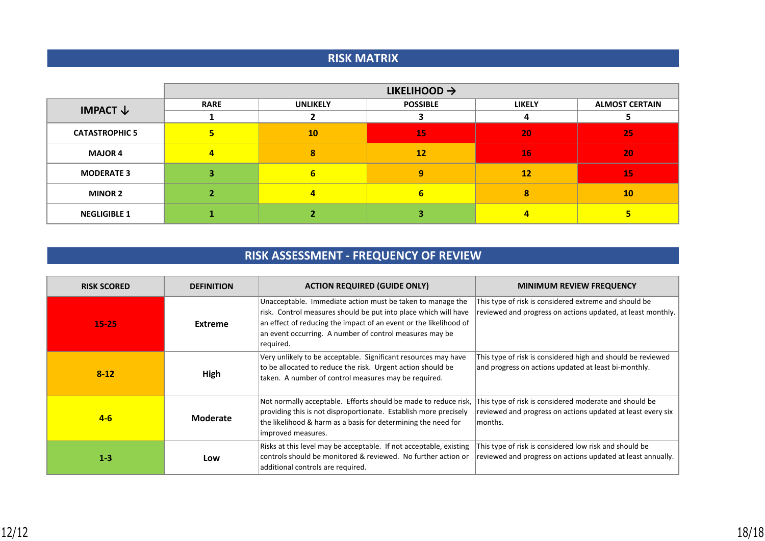## RISK MATRIX

| IMPACT ↓ | LIKELIHOOD → | | | | |
|---|---|---|---|---|---|
| | RARE | UNLIKELY | POSSIBLE | LIKELY | ALMOST CERTAIN |
| | 1 | 2 | 3 | 4 | 5 |
| CATASTROPHIC 5 | 5 | 10 | 15 | 20 | 25 |
| MAJOR 4 | 4 | 8 | 12 | 16 | 20 |
| MODERATE 3 | 3 | 6 | 9 | 12 | 15 |
| MINOR 2 | 2 | 4 | 6 | 8 | 10 |
| NEGLIGIBLE 1 | 1 | 2 | 3 | 4 | 5 |

## RISK ASSESSMENT - FREQUENCY OF REVIEW

| RISK SCORED | DEFINITION | ACTION REQUIRED (GUIDE ONLY) | MINIMUM REVIEW FREQUENCY |
|---|---|---|---|
| 15-25 | Extreme | Unacceptable. Immediate action must be taken to manage the risk. Control measures should be put into place which will have an effect of reducing the impact of an event or the likelihood of an event occurring. A number of control measures may be required. | This type of risk is considered extreme and should be reviewed and progress on actions updated, at least monthly. |
| 8-12 | High | Very unlikely to be acceptable. Significant resources may have to be allocated to reduce the risk. Urgent action should be taken. A number of control measures may be required. | This type of risk is considered high and should be reviewed and progress on actions updated at least bi-monthly. |
| 4-6 | Moderate | Not normally acceptable. Efforts should be made to reduce risk, providing this is not disproportionate. Establish more precisely the likelihood & harm as a basis for determining the need for improved measures. | This type of risk is considered moderate and should be reviewed and progress on actions updated at least every six months. |
| 1-3 | Low | Risks at this level may be acceptable. If not acceptable, existing controls should be monitored & reviewed. No further action or additional controls are required. | This type of risk is considered low risk and should be reviewed and progress on actions updated at least annually. |